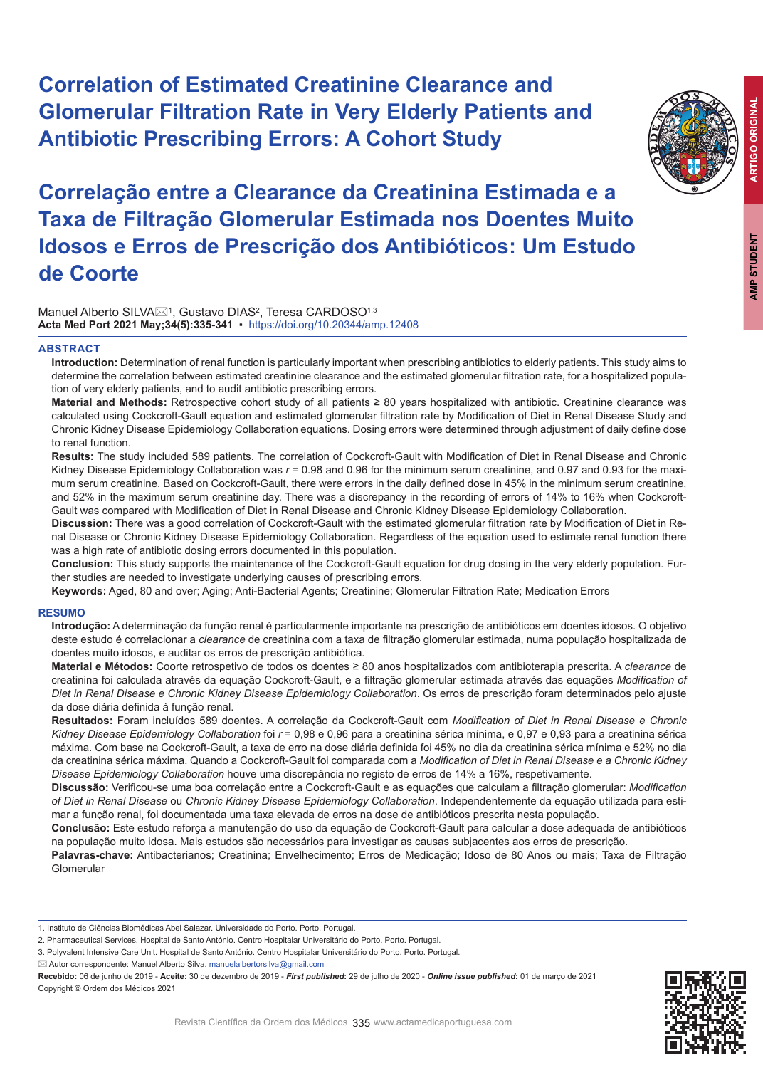# Correlation of Estimated Creatinine Clearance and Glomerular Filtration Rate in Very Elderly Patients and Antibiotic Prescribing Errors: A Cohort Study

# Correlação entre a Clearance da Creatinina Estimada e a Taxa de Filtração Glomerular Estimada nos Doentes Muito Idosos e Erros de Prescrição dos Antibióticos: Um Estudo de Coorte

Manuel Alberto SILVA✉[1], Gustavo DIAS[2], Teresa CARDOSO[1,3]

**Acta Med Port 2021 May;34(5):335-341** ▪ https://doi.org/10.20344/amp.12408

## ABSTRACT

**Introduction:** Determination of renal function is particularly important when prescribing antibiotics to elderly patients. This study aims to determine the correlation between estimated creatinine clearance and the estimated glomerular filtration rate, for a hospitalized population of very elderly patients, and to audit antibiotic prescribing errors.

**Material and Methods:** Retrospective cohort study of all patients ≥ 80 years hospitalized with antibiotic. Creatinine clearance was calculated using Cockcroft-Gault equation and estimated glomerular filtration rate by Modification of Diet in Renal Disease Study and Chronic Kidney Disease Epidemiology Collaboration equations. Dosing errors were determined through adjustment of daily define dose to renal function.

**Results:** The study included 589 patients. The correlation of Cockcroft-Gault with Modification of Diet in Renal Disease and Chronic Kidney Disease Epidemiology Collaboration was $r$ = 0.98 and 0.96 for the minimum serum creatinine, and 0.97 and 0.93 for the maximum serum creatinine. Based on Cockcroft-Gault, there were errors in the daily defined dose in 45% in the minimum serum creatinine, and 52% in the maximum serum creatinine day. There was a discrepancy in the recording of errors of 14% to 16% when Cockcroft-Gault was compared with Modification of Diet in Renal Disease and Chronic Kidney Disease Epidemiology Collaboration.

**Discussion:** There was a good correlation of Cockcroft-Gault with the estimated glomerular filtration rate by Modification of Diet in Renal Disease or Chronic Kidney Disease Epidemiology Collaboration. Regardless of the equation used to estimate renal function there was a high rate of antibiotic dosing errors documented in this population.

**Conclusion:** This study supports the maintenance of the Cockcroft-Gault equation for drug dosing in the very elderly population. Further studies are needed to investigate underlying causes of prescribing errors.

**Keywords:** Aged, 80 and over; Aging; Anti-Bacterial Agents; Creatinine; Glomerular Filtration Rate; Medication Errors

## RESUMO

**Introdução:** A determinação da função renal é particularmente importante na prescrição de antibióticos em doentes idosos. O objetivo deste estudo é correlacionar a *clearance* de creatinina com a taxa de filtração glomerular estimada, numa população hospitalizada de doentes muito idosos, e auditar os erros de prescrição antibiótica.

**Material e Métodos:** Coorte retrospetivo de todos os doentes ≥ 80 anos hospitalizados com antibioterapia prescrita. A *clearance* de creatinina foi calculada através da equação Cockcroft-Gault, e a filtração glomerular estimada através das equações *Modification of Diet in Renal Disease* e *Chronic Kidney Disease Epidemiology Collaboration*. Os erros de prescrição foram determinados pelo ajuste da dose diária definida à função renal.

**Resultados:** Foram incluídos 589 doentes. A correlação da Cockcroft-Gault com *Modification of Diet in Renal Disease e Chronic Kidney Disease Epidemiology Collaboration* foi $r$ = 0,98 e 0,96 para a creatinina sérica mínima, e 0,97 e 0,93 para a creatinina sérica máxima. Com base na Cockcroft-Gault, a taxa de erro na dose diária definida foi 45% no dia da creatinina sérica mínima e 52% no dia da creatinina sérica máxima. Quando a Cockcroft-Gault foi comparada com a *Modification of Diet in Renal Disease e a Chronic Kidney Disease Epidemiology Collaboration* houve uma discrepância no registo de erros de 14% a 16%, respetivamente.

**Discussão:** Verificou-se uma boa correlação entre a Cockcroft-Gault e as equações que calculam a filtração glomerular: *Modification of Diet in Renal Disease* ou *Chronic Kidney Disease Epidemiology Collaboration*. Independentemente da equação utilizada para estimar a função renal, foi documentada uma taxa elevada de erros na dose de antibióticos prescrita nesta população.

**Conclusão:** Este estudo reforça a manutenção do uso da equação de Cockcroft-Gault para calcular a dose adequada de antibióticos na população muito idosa. Mais estudos são necessários para investigar as causas subjacentes aos erros de prescrição.

**Palavras-chave:** Antibacterianos; Creatinina; Envelhecimento; Erros de Medicação; Idoso de 80 Anos ou mais; Taxa de Filtração Glomerular

---

1. Instituto de Ciências Biomédicas Abel Salazar. Universidade do Porto. Porto. Portugal.
2. Pharmaceutical Services. Hospital de Santo António. Centro Hospitalar Universitário do Porto. Porto. Portugal.
3. Polyvalent Intensive Care Unit. Hospital de Santo António. Centro Hospitalar Universitário do Porto. Porto. Portugal.

✉ Autor correspondente: Manuel Alberto Silva. manuelalbertorsilva@gmail.com

**Recebido:** 06 de junho de 2019 - **Aceite:** 30 de dezembro de 2019 - ***First published***: 29 de julho de 2020 - ***Online issue published***: 01 de março de 2021

Copyright © Ordem dos Médicos 2021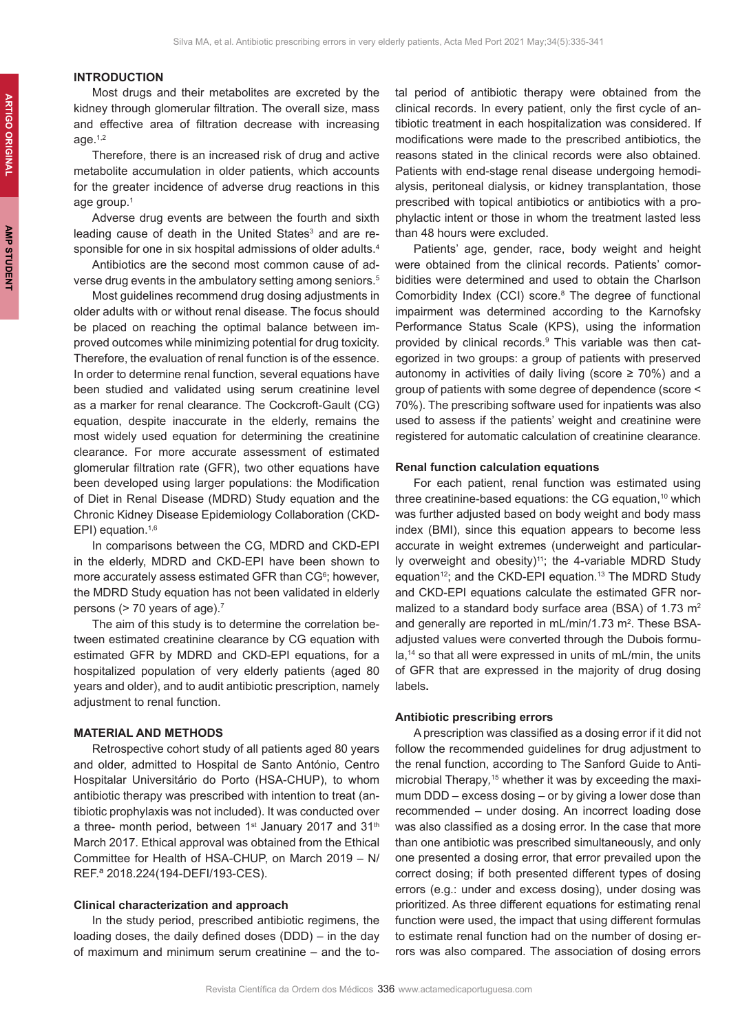## INTRODUCTION

Most drugs and their metabolites are excreted by the kidney through glomerular filtration. The overall size, mass and effective area of filtration decrease with increasing age.[1,2]

Therefore, there is an increased risk of drug and active metabolite accumulation in older patients, which accounts for the greater incidence of adverse drug reactions in this age group.[1]

Adverse drug events are between the fourth and sixth leading cause of death in the United States[3] and are responsible for one in six hospital admissions of older adults.[4]

Antibiotics are the second most common cause of adverse drug events in the ambulatory setting among seniors.[5]

Most guidelines recommend drug dosing adjustments in older adults with or without renal disease. The focus should be placed on reaching the optimal balance between improved outcomes while minimizing potential for drug toxicity. Therefore, the evaluation of renal function is of the essence. In order to determine renal function, several equations have been studied and validated using serum creatinine level as a marker for renal clearance. The Cockcroft-Gault (CG) equation, despite inaccurate in the elderly, remains the most widely used equation for determining the creatinine clearance. For more accurate assessment of estimated glomerular filtration rate (GFR), two other equations have been developed using larger populations: the Modification of Diet in Renal Disease (MDRD) Study equation and the Chronic Kidney Disease Epidemiology Collaboration (CKD-EPI) equation.[1,6]

In comparisons between the CG, MDRD and CKD-EPI in the elderly, MDRD and CKD-EPI have been shown to more accurately assess estimated GFR than CG[6]; however, the MDRD Study equation has not been validated in elderly persons (> 70 years of age).[7]

The aim of this study is to determine the correlation between estimated creatinine clearance by CG equation with estimated GFR by MDRD and CKD-EPI equations, for a hospitalized population of very elderly patients (aged 80 years and older), and to audit antibiotic prescription, namely adjustment to renal function.

## MATERIAL AND METHODS

Retrospective cohort study of all patients aged 80 years and older, admitted to Hospital de Santo António, Centro Hospitalar Universitário do Porto (HSA-CHUP), to whom antibiotic therapy was prescribed with intention to treat (antibiotic prophylaxis was not included). It was conducted over a three- month period, between 1st January 2017 and 31th March 2017. Ethical approval was obtained from the Ethical Committee for Health of HSA-CHUP, on March 2019 – N/REF.ª 2018.224(194-DEFI/193-CES).

### Clinical characterization and approach

In the study period, prescribed antibiotic regimens, the loading doses, the daily defined doses (DDD) – in the day of maximum and minimum serum creatinine – and the total period of antibiotic therapy were obtained from the clinical records. In every patient, only the first cycle of antibiotic treatment in each hospitalization was considered. If modifications were made to the prescribed antibiotics, the reasons stated in the clinical records were also obtained. Patients with end-stage renal disease undergoing hemodialysis, peritoneal dialysis, or kidney transplantation, those prescribed with topical antibiotics or antibiotics with a prophylactic intent or those in whom the treatment lasted less than 48 hours were excluded.

Patients' age, gender, race, body weight and height were obtained from the clinical records. Patients' comorbidities were determined and used to obtain the Charlson Comorbidity Index (CCI) score.[8] The degree of functional impairment was determined according to the Karnofsky Performance Status Scale (KPS), using the information provided by clinical records.[9] This variable was then categorized in two groups: a group of patients with preserved autonomy in activities of daily living (score ≥ 70%) and a group of patients with some degree of dependence (score < 70%). The prescribing software used for inpatients was also used to assess if the patients' weight and creatinine were registered for automatic calculation of creatinine clearance.

### Renal function calculation equations

For each patient, renal function was estimated using three creatinine-based equations: the CG equation,[10] which was further adjusted based on body weight and body mass index (BMI), since this equation appears to become less accurate in weight extremes (underweight and particularly overweight and obesity)[11]; the 4-variable MDRD Study equation[12]; and the CKD-EPI equation.[13] The MDRD Study and CKD-EPI equations calculate the estimated GFR normalized to a standard body surface area (BSA) of 1.73 $m^2$ and generally are reported in mL/min/1.73 $m^2$. These BSA-adjusted values were converted through the Dubois formula,[14] so that all were expressed in units of mL/min, the units of GFR that are expressed in the majority of drug dosing labels.

### Antibiotic prescribing errors

A prescription was classified as a dosing error if it did not follow the recommended guidelines for drug adjustment to the renal function, according to The Sanford Guide to Antimicrobial Therapy,[15] whether it was by exceeding the maximum DDD – excess dosing – or by giving a lower dose than recommended – under dosing. An incorrect loading dose was also classified as a dosing error. In the case that more than one antibiotic was prescribed simultaneously, and only one presented a dosing error, that error prevailed upon the correct dosing; if both presented different types of dosing errors (e.g.: under and excess dosing), under dosing was prioritized. As three different equations for estimating renal function were used, the impact that using different formulas to estimate renal function had on the number of dosing errors was also compared. The association of dosing errors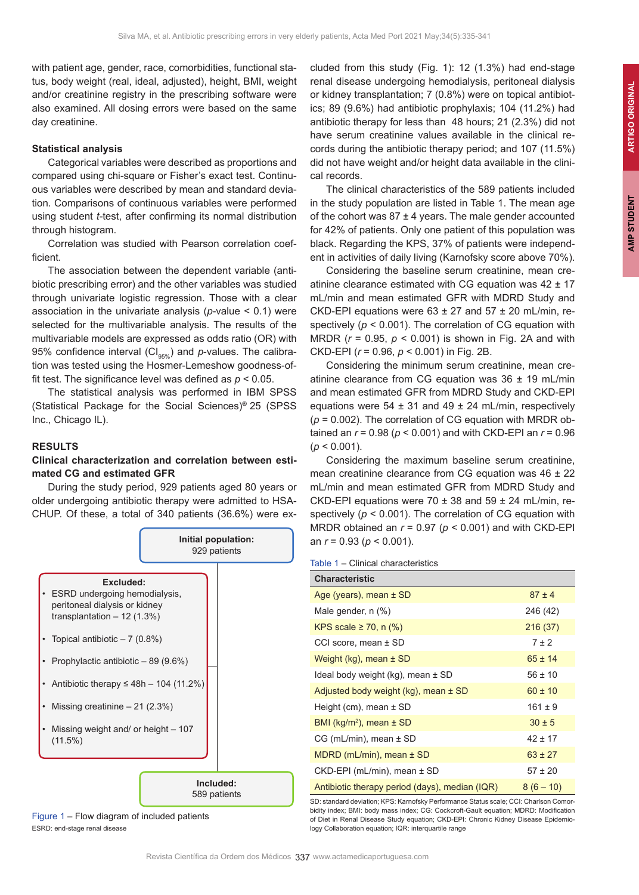with patient age, gender, race, comorbidities, functional status, body weight (real, ideal, adjusted), height, BMI, weight and/or creatinine registry in the prescribing software were also examined. All dosing errors were based on the same day creatinine.

### Statistical analysis

Categorical variables were described as proportions and compared using chi-square or Fisher's exact test. Continuous variables were described by mean and standard deviation. Comparisons of continuous variables were performed using student *t*-test, after confirming its normal distribution through histogram.

Correlation was studied with Pearson correlation coefficient.

The association between the dependent variable (antibiotic prescribing error) and the other variables was studied through univariate logistic regression. Those with a clear association in the univariate analysis ($p$-value < 0.1) were selected for the multivariable analysis. The results of the multivariable models are expressed as odds ratio (OR) with 95% confidence interval ($CI_{95\%}$) and $p$-values. The calibration was tested using the Hosmer-Lemeshow goodness-of-fit test. The significance level was defined as $p < 0.05$.

The statistical analysis was performed in IBM SPSS (Statistical Package for the Social Sciences)® 25 (SPSS Inc., Chicago IL).

## RESULTS

### Clinical characterization and correlation between estimated CG and estimated GFR

During the study period, 929 patients aged 80 years or older undergoing antibiotic therapy were admitted to HSA-CHUP. Of these, a total of 340 patients (36.6%) were excluded from this study (Fig. 1): 12 (1.3%) had end-stage renal disease undergoing hemodialysis, peritoneal dialysis or kidney transplantation; 7 (0.8%) were on topical antibiotics; 89 (9.6%) had antibiotic prophylaxis; 104 (11.2%) had antibiotic therapy for less than 48 hours; 21 (2.3%) did not have serum creatinine values available in the clinical records during the antibiotic therapy period; and 107 (11.5%) did not have weight and/or height data available in the clinical records.

**Initial population:** 929 patients

**Excluded:**
- ESRD undergoing hemodialysis, peritoneal dialysis or kidney transplantation – 12 (1.3%)
- Topical antibiotic – 7 (0.8%)
- Prophylactic antibiotic – 89 (9.6%)
- Antibiotic therapy ≤ 48h – 104 (11.2%)
- Missing creatinine – 21 (2.3%)
- Missing weight and/ or height – 107 (11.5%)

**Included:** 589 patients

Figure 1 – Flow diagram of included patients
ESRD: end-stage renal disease

The clinical characteristics of the 589 patients included in the study population are listed in Table 1. The mean age of the cohort was 87 ± 4 years. The male gender accounted for 42% of patients. Only one patient of this population was black. Regarding the KPS, 37% of patients were independent in activities of daily living (Karnofsky score above 70%).

Considering the baseline serum creatinine, mean creatinine clearance estimated with CG equation was 42 ± 17 mL/min and mean estimated GFR with MDRD Study and CKD-EPI equations were 63 ± 27 and 57 ± 20 mL/min, respectively ($p < 0.001$). The correlation of CG equation with MRDR ($r = 0.95$, $p < 0.001$) is shown in Fig. 2A and with CKD-EPI ($r = 0.96$, $p < 0.001$) in Fig. 2B.

Considering the minimum serum creatinine, mean creatinine clearance from CG equation was 36 ± 19 mL/min and mean estimated GFR from MDRD Study and CKD-EPI equations were 54 ± 31 and 49 ± 24 mL/min, respectively ($p = 0.002$). The correlation of CG equation with MRDR obtained an $r = 0.98$ ($p < 0.001$) and with CKD-EPI an $r = 0.96$ ($p < 0.001$).

Considering the maximum baseline serum creatinine, mean creatinine clearance from CG equation was 46 ± 22 mL/min and mean estimated GFR from MDRD Study and CKD-EPI equations were 70 ± 38 and 59 ± 24 mL/min, respectively ($p < 0.001$). The correlation of CG equation with MRDR obtained an $r = 0.97$ ($p < 0.001$) and with CKD-EPI an $r = 0.93$ ($p < 0.001$).

Table 1 – Clinical characteristics

| Characteristic | |
|---|---|
| Age (years), mean ± SD | 87 ± 4 |
| Male gender, n (%) | 246 (42) |
| KPS scale ≥ 70, n (%) | 216 (37) |
| CCI score, mean ± SD | 7 ± 2 |
| Weight (kg), mean ± SD | 65 ± 14 |
| Ideal body weight (kg), mean ± SD | 56 ± 10 |
| Adjusted body weight (kg), mean ± SD | 60 ± 10 |
| Height (cm), mean ± SD | 161 ± 9 |
| BMI (kg/m²), mean ± SD | 30 ± 5 |
| CG (mL/min), mean ± SD | 42 ± 17 |
| MDRD (mL/min), mean ± SD | 63 ± 27 |
| CKD-EPI (mL/min), mean ± SD | 57 ± 20 |
| Antibiotic therapy period (days), median (IQR) | 8 (6 – 10) |

SD: standard deviation; KPS: Karnofsky Performance Status scale; CCI: Charlson Comorbidity index; BMI: body mass index; CG: Cockcroft-Gault equation; MDRD: Modification of Diet in Renal Disease Study equation; CKD-EPI: Chronic Kidney Disease Epidemiology Collaboration equation; IQR: interquartile range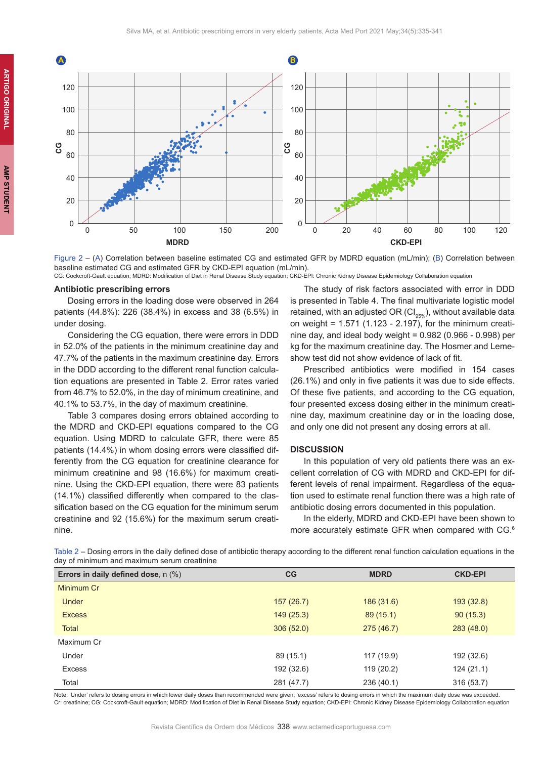Figure 2 – (A) Correlation between baseline estimated CG and estimated GFR by MDRD equation (mL/min); (B) Correlation between baseline estimated CG and estimated GFR by CKD-EPI equation (mL/min).
CG: Cockcroft-Gault equation; MDRD: Modification of Diet in Renal Disease Study equation; CKD-EPI: Chronic Kidney Disease Epidemiology Collaboration equation

### Antibiotic prescribing errors

Dosing errors in the loading dose were observed in 264 patients (44.8%): 226 (38.4%) in excess and 38 (6.5%) in under dosing.

Considering the CG equation, there were errors in DDD in 52.0% of the patients in the minimum creatinine day and 47.7% of the patients in the maximum creatinine day. Errors in the DDD according to the different renal function calculation equations are presented in Table 2. Error rates varied from 46.7% to 52.0%, in the day of minimum creatinine, and 40.1% to 53.7%, in the day of maximum creatinine.

Table 3 compares dosing errors obtained according to the MDRD and CKD-EPI equations compared to the CG equation. Using MDRD to calculate GFR, there were 85 patients (14.4%) in whom dosing errors were classified differently from the CG equation for creatinine clearance for minimum creatinine and 98 (16.6%) for maximum creatinine. Using the CKD-EPI equation, there were 83 patients (14.1%) classified differently when compared to the classification based on the CG equation for the minimum serum creatinine and 92 (15.6%) for the maximum serum creatinine.

The study of risk factors associated with error in DDD is presented in Table 4. The final multivariate logistic model retained, with an adjusted OR ($CI_{95\%}$), without available data on weight = 1.571 (1.123 - 2.197), for the minimum creatinine day, and ideal body weight = 0.982 (0.966 - 0.998) per kg for the maximum creatinine day. The Hosmer and Lemeshow test did not show evidence of lack of fit.

Prescribed antibiotics were modified in 154 cases (26.1%) and only in five patients it was due to side effects. Of these five patients, and according to the CG equation, four presented excess dosing either in the minimum creatinine day, maximum creatinine day or in the loading dose, and only one did not present any dosing errors at all.

## DISCUSSION

In this population of very old patients there was an excellent correlation of CG with MDRD and CKD-EPI for different levels of renal impairment. Regardless of the equation used to estimate renal function there was a high rate of antibiotic dosing errors documented in this population.

In the elderly, MDRD and CKD-EPI have been shown to more accurately estimate GFR when compared with CG.[6]

Table 2 – Dosing errors in the daily defined dose of antibiotic therapy according to the different renal function calculation equations in the day of minimum and maximum serum creatinine

| **Errors in daily defined dose**, n (%) | CG | MDRD | CKD-EPI |
|---|---|---|---|
| Minimum Cr | | | |
| Under | 157 (26.7) | 186 (31.6) | 193 (32.8) |
| Excess | 149 (25.3) | 89 (15.1) | 90 (15.3) |
| Total | 306 (52.0) | 275 (46.7) | 283 (48.0) |
| Maximum Cr | | | |
| Under | 89 (15.1) | 117 (19.9) | 192 (32.6) |
| Excess | 192 (32.6) | 119 (20.2) | 124 (21.1) |
| Total | 281 (47.7) | 236 (40.1) | 316 (53.7) |

Note: 'Under' refers to dosing errors in which lower daily doses than recommended were given; 'excess' refers to dosing errors in which the maximum daily dose was exceeded.
Cr: creatinine; CG: Cockcroft-Gault equation; MDRD: Modification of Diet in Renal Disease Study equation; CKD-EPI: Chronic Kidney Disease Epidemiology Collaboration equation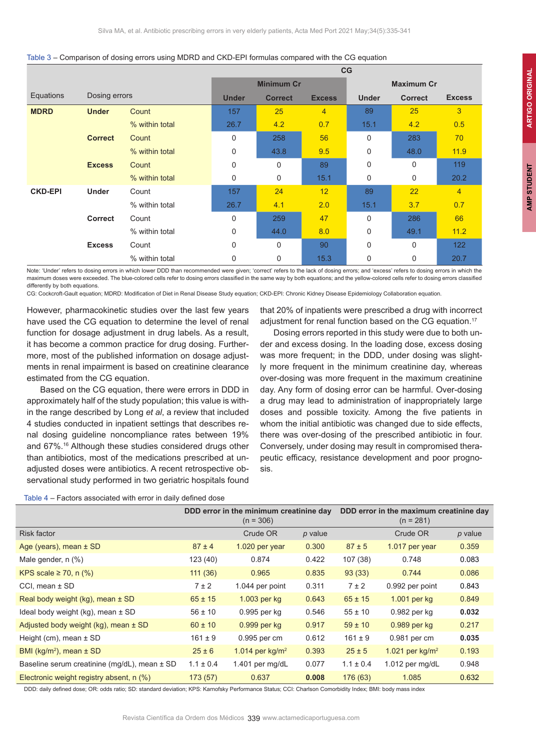Table 3 – Comparison of dosing errors using MDRD and CKD-EPI formulas compared with the CG equation

| | | | CG | | | | | |
|---|---|---|---|---|---|---|---|---|
| | | | Minimum Cr | | | Maximum Cr | | |
| Equations | Dosing errors | | Under | Correct | Excess | Under | Correct | Excess |
| MDRD | Under | Count | 157 | 25 | 4 | 89 | 25 | 3 |
| | | % within total | 26.7 | 4.2 | 0.7 | 15.1 | 4.2 | 0.5 |
| | Correct | Count | 0 | 258 | 56 | 0 | 283 | 70 |
| | | % within total | 0 | 43.8 | 9.5 | 0 | 48.0 | 11.9 |
| | Excess | Count | 0 | 0 | 89 | 0 | 0 | 119 |
| | | % within total | 0 | 0 | 15.1 | 0 | 0 | 20.2 |
| CKD-EPI | Under | Count | 157 | 24 | 12 | 89 | 22 | 4 |
| | | % within total | 26.7 | 4.1 | 2.0 | 15.1 | 3.7 | 0.7 |
| | Correct | Count | 0 | 259 | 47 | 0 | 286 | 66 |
| | | % within total | 0 | 44.0 | 8.0 | 0 | 49.1 | 11.2 |
| | Excess | Count | 0 | 0 | 90 | 0 | 0 | 122 |
| | | % within total | 0 | 0 | 15.3 | 0 | 0 | 20.7 |

Note: 'Under' refers to dosing errors in which lower DDD than recommended were given; 'correct' refers to the lack of dosing errors; and 'excess' refers to dosing errors in which the maximum doses were exceeded. The blue-colored cells refer to dosing errors classified in the same way by both equations; and the yellow-colored cells refer to dosing errors classified differently by both equations.
CG: Cockcroft-Gault equation; MDRD: Modification of Diet in Renal Disease Study equation; CKD-EPI: Chronic Kidney Disease Epidemiology Collaboration equation.

However, pharmacokinetic studies over the last few years have used the CG equation to determine the level of renal function for dosage adjustment in drug labels. As a result, it has become a common practice for drug dosing. Furthermore, most of the published information on dosage adjustments in renal impairment is based on creatinine clearance estimated from the CG equation.

Based on the CG equation, there were errors in DDD in approximately half of the study population; this value is within the range described by Long *et al*, a review that included 4 studies conducted in inpatient settings that describes renal dosing guideline noncompliance rates between 19% and 67%.[16] Although these studies considered drugs other than antibiotics, most of the medications prescribed at unadjusted doses were antibiotics. A recent retrospective observational study performed in two geriatric hospitals found that 20% of inpatients were prescribed a drug with incorrect adjustment for renal function based on the CG equation.[17]

Dosing errors reported in this study were due to both under and excess dosing. In the loading dose, excess dosing was more frequent; in the DDD, under dosing was slightly more frequent in the minimum creatinine day, whereas over-dosing was more frequent in the maximum creatinine day. Any form of dosing error can be harmful. Over-dosing a drug may lead to administration of inappropriately large doses and possible toxicity. Among the five patients in whom the initial antibiotic was changed due to side effects, there was over-dosing of the prescribed antibiotic in four. Conversely, under dosing may result in compromised therapeutic efficacy, resistance development and poor prognosis.

Table 4 – Factors associated with error in daily defined dose

| | DDD error in the minimum creatinine day (n = 306) | | | DDD error in the maximum creatinine day (n = 281) | | |
|---|---|---|---|---|---|---|
| Risk factor | | Crude OR | *p* value | | Crude OR | *p* value |
| Age (years), mean ± SD | 87 ± 4 | 1.020 per year | 0.300 | 87 ± 5 | 1.017 per year | 0.359 |
| Male gender, n (%) | 123 (40) | 0.874 | 0.422 | 107 (38) | 0.748 | 0.083 |
| KPS scale ≥ 70, n (%) | 111 (36) | 0.965 | 0.835 | 93 (33) | 0.744 | 0.086 |
| CCI, mean ± SD | 7 ± 2 | 1.044 per point | 0.311 | 7 ± 2 | 0.992 per point | 0.843 |
| Real body weight (kg), mean ± SD | 65 ± 15 | 1.003 per kg | 0.643 | 65 ± 15 | 1.001 per kg | 0.849 |
| Ideal body weight (kg), mean ± SD | 56 ± 10 | 0.995 per kg | 0.546 | 55 ± 10 | 0.982 per kg | **0.032** |
| Adjusted body weight (kg), mean ± SD | 60 ± 10 | 0.999 per kg | 0.917 | 59 ± 10 | 0.989 per kg | 0.217 |
| Height (cm), mean ± SD | 161 ± 9 | 0.995 per cm | 0.612 | 161 ± 9 | 0.981 per cm | **0.035** |
| BMI ($kg/m^2$), mean ± SD | 25 ± 6 | 1.014 per $kg/m^2$ | 0.393 | 25 ± 5 | 1.021 per $kg/m^2$ | 0.193 |
| Baseline serum creatinine (mg/dL), mean ± SD | 1.1 ± 0.4 | 1.401 per mg/dL | 0.077 | 1.1 ± 0.4 | 1.012 per mg/dL | 0.948 |
| Electronic weight registry absent, n (%) | 173 (57) | 0.637 | **0.008** | 176 (63) | 1.085 | 0.632 |

DDD: daily defined dose; OR: odds ratio; SD: standard deviation; KPS: Karnofsky Performance Status; CCI: Charlson Comorbidity Index; BMI: body mass index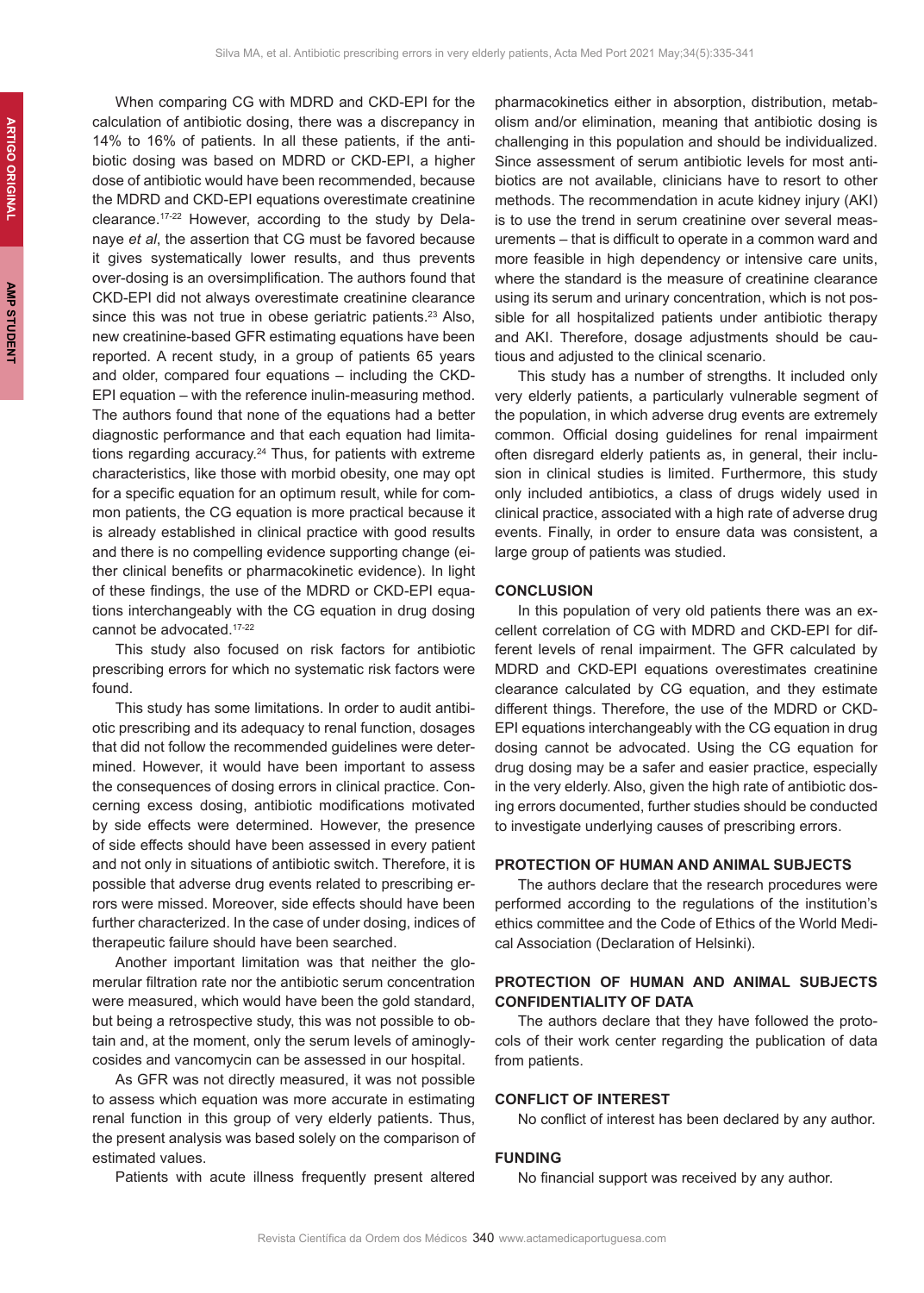When comparing CG with MDRD and CKD-EPI for the calculation of antibiotic dosing, there was a discrepancy in 14% to 16% of patients. In all these patients, if the antibiotic dosing was based on MDRD or CKD-EPI, a higher dose of antibiotic would have been recommended, because the MDRD and CKD-EPI equations overestimate creatinine clearance.[17-22] However, according to the study by Delanaye *et al*, the assertion that CG must be favored because it gives systematically lower results, and thus prevents over-dosing is an oversimplification. The authors found that CKD-EPI did not always overestimate creatinine clearance since this was not true in obese geriatric patients.[23] Also, new creatinine-based GFR estimating equations have been reported. A recent study, in a group of patients 65 years and older, compared four equations – including the CKD-EPI equation – with the reference inulin-measuring method. The authors found that none of the equations had a better diagnostic performance and that each equation had limitations regarding accuracy.[24] Thus, for patients with extreme characteristics, like those with morbid obesity, one may opt for a specific equation for an optimum result, while for common patients, the CG equation is more practical because it is already established in clinical practice with good results and there is no compelling evidence supporting change (either clinical benefits or pharmacokinetic evidence). In light of these findings, the use of the MDRD or CKD-EPI equations interchangeably with the CG equation in drug dosing cannot be advocated.[17-22]

This study also focused on risk factors for antibiotic prescribing errors for which no systematic risk factors were found.

This study has some limitations. In order to audit antibiotic prescribing and its adequacy to renal function, dosages that did not follow the recommended guidelines were determined. However, it would have been important to assess the consequences of dosing errors in clinical practice. Concerning excess dosing, antibiotic modifications motivated by side effects were determined. However, the presence of side effects should have been assessed in every patient and not only in situations of antibiotic switch. Therefore, it is possible that adverse drug events related to prescribing errors were missed. Moreover, side effects should have been further characterized. In the case of under dosing, indices of therapeutic failure should have been searched.

Another important limitation was that neither the glomerular filtration rate nor the antibiotic serum concentration were measured, which would have been the gold standard, but being a retrospective study, this was not possible to obtain and, at the moment, only the serum levels of aminoglycosides and vancomycin can be assessed in our hospital.

As GFR was not directly measured, it was not possible to assess which equation was more accurate in estimating renal function in this group of very elderly patients. Thus, the present analysis was based solely on the comparison of estimated values.

Patients with acute illness frequently present altered pharmacokinetics either in absorption, distribution, metabolism and/or elimination, meaning that antibiotic dosing is challenging in this population and should be individualized. Since assessment of serum antibiotic levels for most antibiotics are not available, clinicians have to resort to other methods. The recommendation in acute kidney injury (AKI) is to use the trend in serum creatinine over several measurements – that is difficult to operate in a common ward and more feasible in high dependency or intensive care units, where the standard is the measure of creatinine clearance using its serum and urinary concentration, which is not possible for all hospitalized patients under antibiotic therapy and AKI. Therefore, dosage adjustments should be cautious and adjusted to the clinical scenario.

This study has a number of strengths. It included only very elderly patients, a particularly vulnerable segment of the population, in which adverse drug events are extremely common. Official dosing guidelines for renal impairment often disregard elderly patients as, in general, their inclusion in clinical studies is limited. Furthermore, this study only included antibiotics, a class of drugs widely used in clinical practice, associated with a high rate of adverse drug events. Finally, in order to ensure data was consistent, a large group of patients was studied.

## CONCLUSION

In this population of very old patients there was an excellent correlation of CG with MDRD and CKD-EPI for different levels of renal impairment. The GFR calculated by MDRD and CKD-EPI equations overestimates creatinine clearance calculated by CG equation, and they estimate different things. Therefore, the use of the MDRD or CKD-EPI equations interchangeably with the CG equation in drug dosing cannot be advocated. Using the CG equation for drug dosing may be a safer and easier practice, especially in the very elderly. Also, given the high rate of antibiotic dosing errors documented, further studies should be conducted to investigate underlying causes of prescribing errors.

## PROTECTION OF HUMAN AND ANIMAL SUBJECTS

The authors declare that the research procedures were performed according to the regulations of the institution's ethics committee and the Code of Ethics of the World Medical Association (Declaration of Helsinki).

## PROTECTION OF HUMAN AND ANIMAL SUBJECTS CONFIDENTIALITY OF DATA

The authors declare that they have followed the protocols of their work center regarding the publication of data from patients.

## CONFLICT OF INTEREST

No conflict of interest has been declared by any author.

## FUNDING

No financial support was received by any author.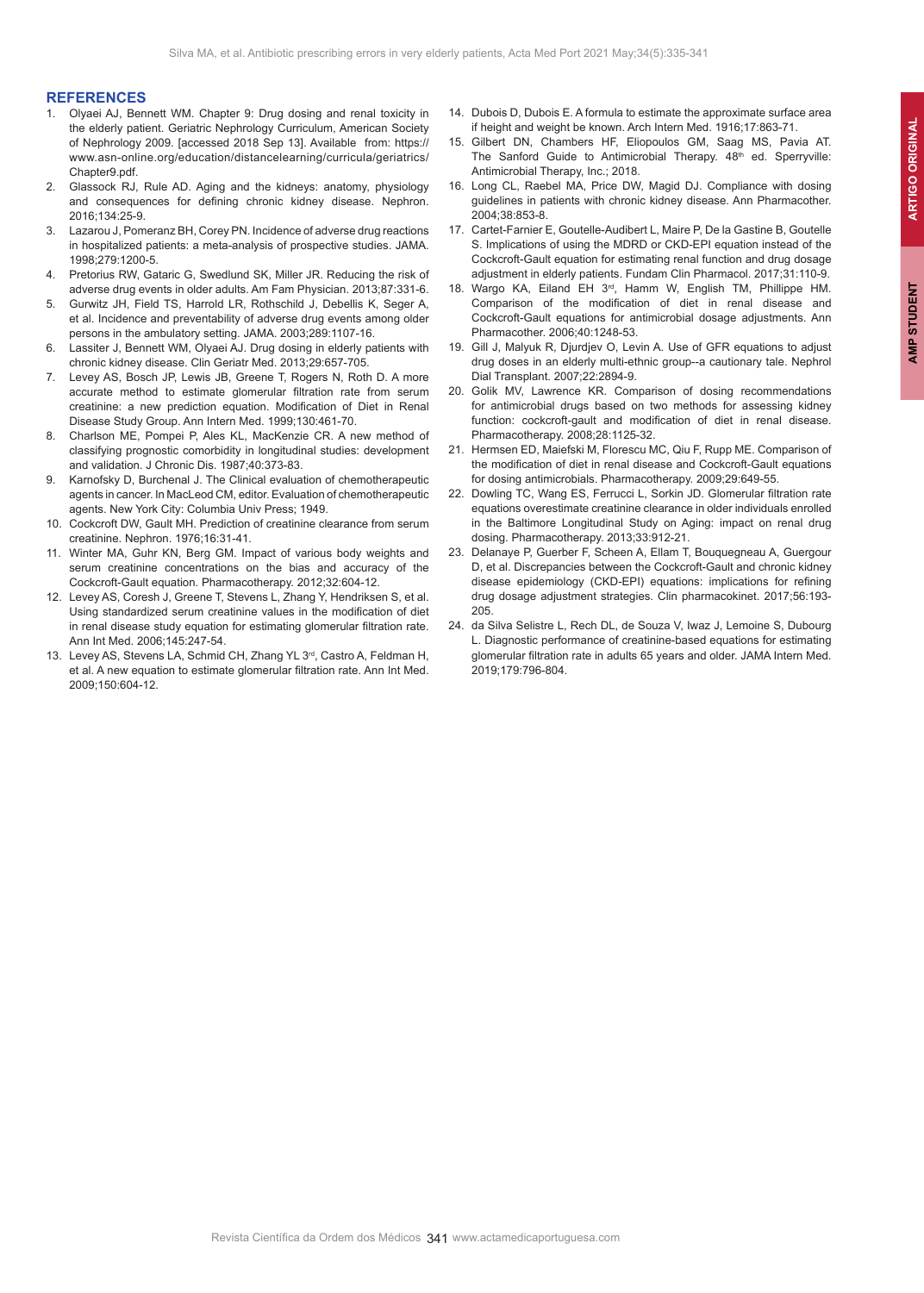## REFERENCES

1. Olyaei AJ, Bennett WM. Chapter 9: Drug dosing and renal toxicity in the elderly patient. Geriatric Nephrology Curriculum, American Society of Nephrology 2009. [accessed 2018 Sep 13]. Available from: https://www.asn-online.org/education/distancelearning/curricula/geriatrics/Chapter9.pdf.
2. Glassock RJ, Rule AD. Aging and the kidneys: anatomy, physiology and consequences for defining chronic kidney disease. Nephron. 2016;134:25-9.
3. Lazarou J, Pomeranz BH, Corey PN. Incidence of adverse drug reactions in hospitalized patients: a meta-analysis of prospective studies. JAMA. 1998;279:1200-5.
4. Pretorius RW, Gataric G, Swedlund SK, Miller JR. Reducing the risk of adverse drug events in older adults. Am Fam Physician. 2013;87:331-6.
5. Gurwitz JH, Field TS, Harrold LR, Rothschild J, Debellis K, Seger A, et al. Incidence and preventability of adverse drug events among older persons in the ambulatory setting. JAMA. 2003;289:1107-16.
6. Lassiter J, Bennett WM, Olyaei AJ. Drug dosing in elderly patients with chronic kidney disease. Clin Geriatr Med. 2013;29:657-705.
7. Levey AS, Bosch JP, Lewis JB, Greene T, Rogers N, Roth D. A more accurate method to estimate glomerular filtration rate from serum creatinine: a new prediction equation. Modification of Diet in Renal Disease Study Group. Ann Intern Med. 1999;130:461-70.
8. Charlson ME, Pompei P, Ales KL, MacKenzie CR. A new method of classifying prognostic comorbidity in longitudinal studies: development and validation. J Chronic Dis. 1987;40:373-83.
9. Karnofsky D, Burchenal J. The Clinical evaluation of chemotherapeutic agents in cancer. In MacLeod CM, editor. Evaluation of chemotherapeutic agents. New York City: Columbia Univ Press; 1949.
10. Cockcroft DW, Gault MH. Prediction of creatinine clearance from serum creatinine. Nephron. 1976;16:31-41.
11. Winter MA, Guhr KN, Berg GM. Impact of various body weights and serum creatinine concentrations on the bias and accuracy of the Cockcroft-Gault equation. Pharmacotherapy. 2012;32:604-12.
12. Levey AS, Coresh J, Greene T, Stevens L, Zhang Y, Hendriksen S, et al. Using standardized serum creatinine values in the modification of diet in renal disease study equation for estimating glomerular filtration rate. Ann Int Med. 2006;145:247-54.
13. Levey AS, Stevens LA, Schmid CH, Zhang YL 3rd, Castro A, Feldman H, et al. A new equation to estimate glomerular filtration rate. Ann Int Med. 2009;150:604-12.
14. Dubois D, Dubois E. A formula to estimate the approximate surface area if height and weight be known. Arch Intern Med. 1916;17:863-71.
15. Gilbert DN, Chambers HF, Eliopoulos GM, Saag MS, Pavia AT. The Sanford Guide to Antimicrobial Therapy. 48th ed. Sperryville: Antimicrobial Therapy, Inc.; 2018.
16. Long CL, Raebel MA, Price DW, Magid DJ. Compliance with dosing guidelines in patients with chronic kidney disease. Ann Pharmacother. 2004;38:853-8.
17. Cartet-Farnier E, Goutelle-Audibert L, Maire P, De la Gastine B, Goutelle S. Implications of using the MDRD or CKD-EPI equation instead of the Cockcroft-Gault equation for estimating renal function and drug dosage adjustment in elderly patients. Fundam Clin Pharmacol. 2017;31:110-9.
18. Wargo KA, Eiland EH 3rd, Hamm W, English TM, Phillippe HM. Comparison of the modification of diet in renal disease and Cockcroft-Gault equations for antimicrobial dosage adjustments. Ann Pharmacother. 2006;40:1248-53.
19. Gill J, Malyuk R, Djurdjev O, Levin A. Use of GFR equations to adjust drug doses in an elderly multi-ethnic group--a cautionary tale. Nephrol Dial Transplant. 2007;22:2894-9.
20. Golik MV, Lawrence KR. Comparison of dosing recommendations for antimicrobial drugs based on two methods for assessing kidney function: cockcroft-gault and modification of diet in renal disease. Pharmacotherapy. 2008;28:1125-32.
21. Hermsen ED, Maiefski M, Florescu MC, Qiu F, Rupp ME. Comparison of the modification of diet in renal disease and Cockcroft-Gault equations for dosing antimicrobials. Pharmacotherapy. 2009;29:649-55.
22. Dowling TC, Wang ES, Ferrucci L, Sorkin JD. Glomerular filtration rate equations overestimate creatinine clearance in older individuals enrolled in the Baltimore Longitudinal Study on Aging: impact on renal drug dosing. Pharmacotherapy. 2013;33:912-21.
23. Delanaye P, Guerber F, Scheen A, Ellam T, Bouquegneau A, Guergour D, et al. Discrepancies between the Cockcroft-Gault and chronic kidney disease epidemiology (CKD-EPI) equations: implications for refining drug dosage adjustment strategies. Clin pharmacokinet. 2017;56:193-205.
24. da Silva Selistre L, Rech DL, de Souza V, Iwaz J, Lemoine S, Dubourg L. Diagnostic performance of creatinine-based equations for estimating glomerular filtration rate in adults 65 years and older. JAMA Intern Med. 2019;179:796-804.